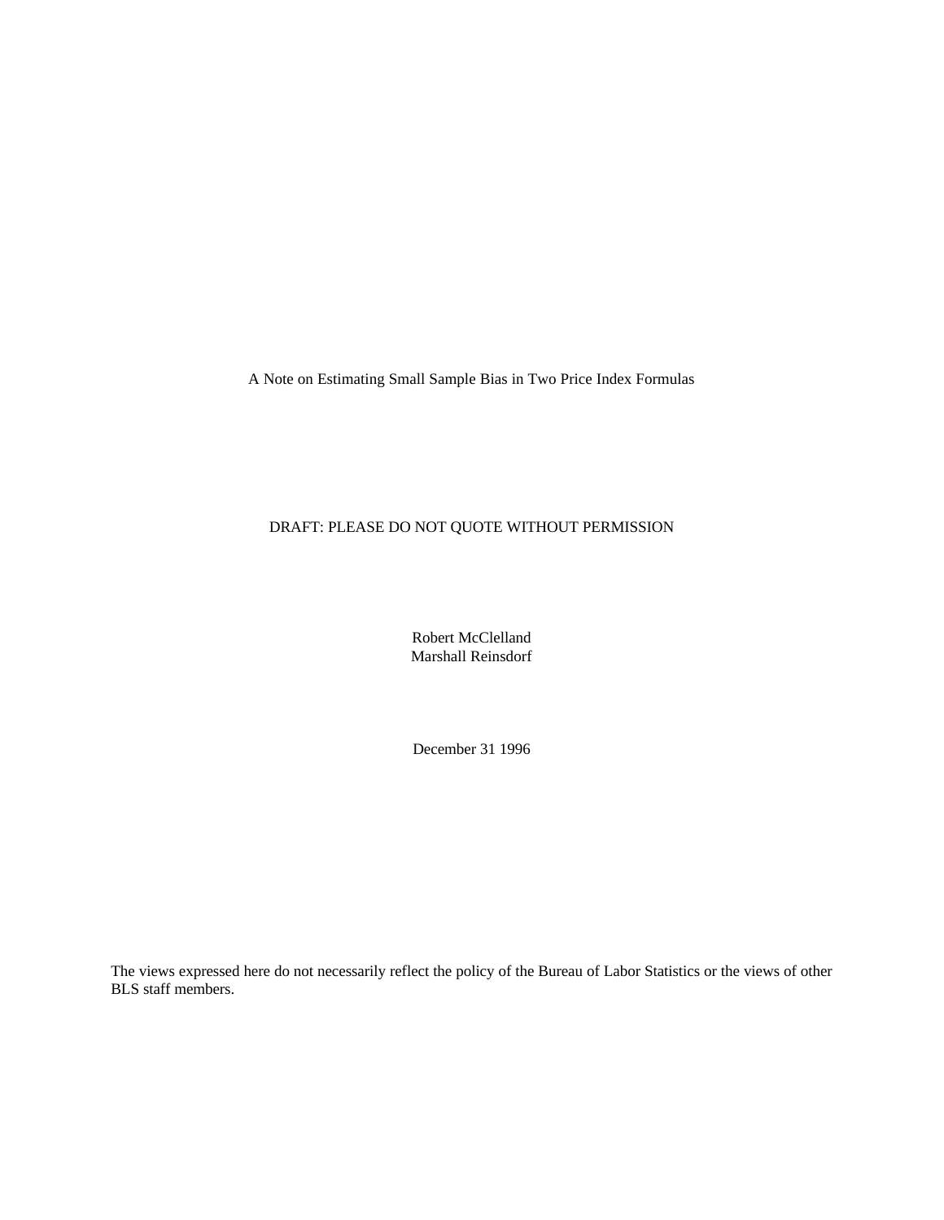# A Note on Estimating Small Sample Bias in Two Price Index Formulas

DRAFT: PLEASE DO NOT QUOTE WITHOUT PERMISSION

Robert McClelland
Marshall Reinsdorf

December 31 1996

The views expressed here do not necessarily reflect the policy of the Bureau of Labor Statistics or the views of other BLS staff members.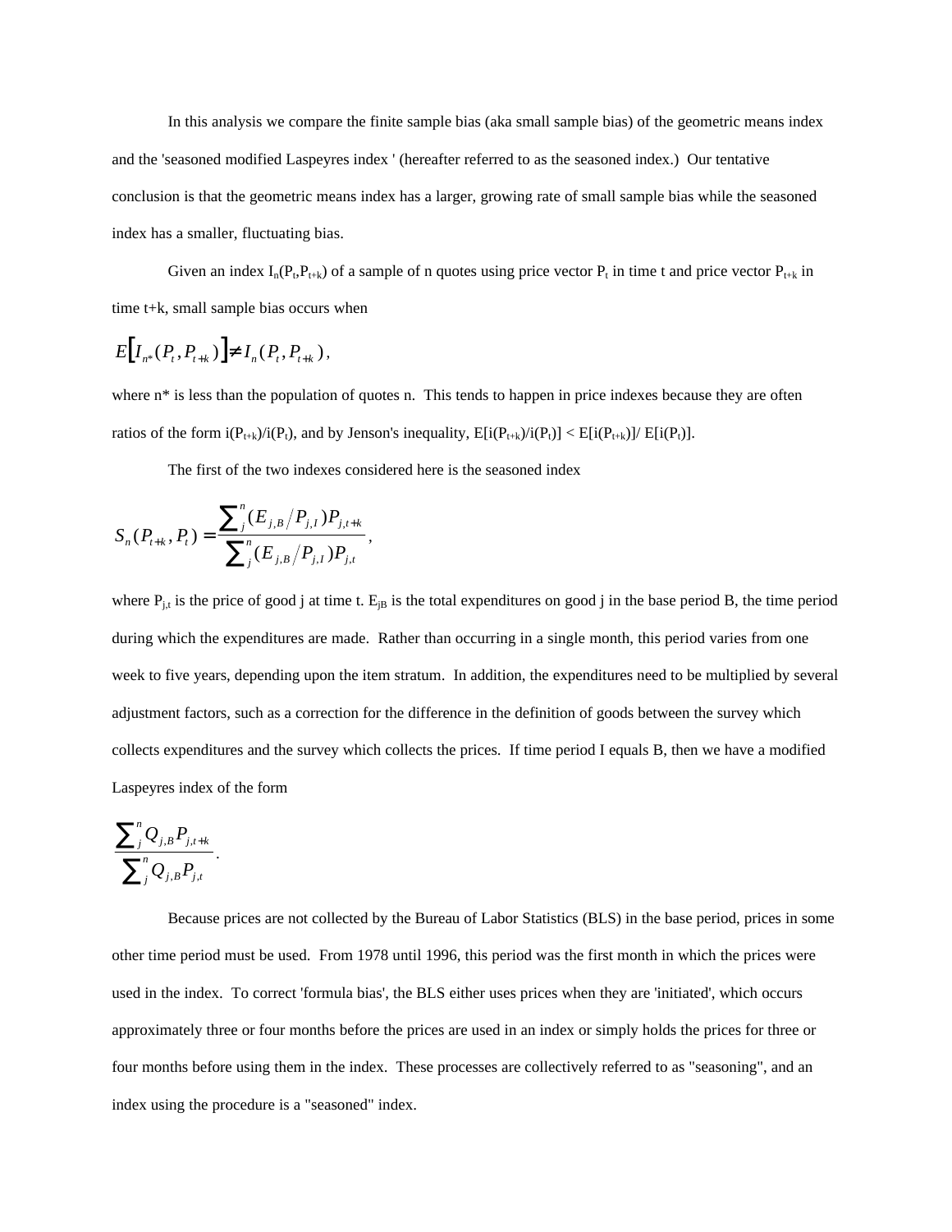In this analysis we compare the finite sample bias (aka small sample bias) of the geometric means index and the 'seasoned modified Laspeyres index ' (hereafter referred to as the seasoned index.) Our tentative conclusion is that the geometric means index has a larger, growing rate of small sample bias while the seasoned index has a smaller, fluctuating bias.

Given an index $I_n(P_t,P_{t+k})$ of a sample of n quotes using price vector $P_t$ in time t and price vector $P_{t+k}$ in time t+k, small sample bias occurs when

$$E\big[I_{n^*}(P_t, P_{t+k})\big] \neq I_n(P_t, P_{t+k}),$$

where n* is less than the population of quotes n. This tends to happen in price indexes because they are often ratios of the form $i(P_{t+k})/i(P_t)$, and by Jenson's inequality, $E[i(P_{t+k})/i(P_t)] < E[i(P_{t+k})]/ E[i(P_t)]$.

The first of the two indexes considered here is the seasoned index

$$S_n(P_{t+k}, P_t) = \frac{\sum_j^n (E_{j,B} / P_{j,I}) P_{j,t+k}}{\sum_j^n (E_{j,B} / P_{j,I}) P_{j,t}},$$

where $P_{j,t}$ is the price of good j at time t. $E_{jB}$ is the total expenditures on good j in the base period B, the time period during which the expenditures are made. Rather than occurring in a single month, this period varies from one week to five years, depending upon the item stratum. In addition, the expenditures need to be multiplied by several adjustment factors, such as a correction for the difference in the definition of goods between the survey which collects expenditures and the survey which collects the prices. If time period I equals B, then we have a modified Laspeyres index of the form

$$\frac{\sum_j^n Q_{j,B} P_{j,t+k}}{\sum_j^n Q_{j,B} P_{j,t}}.$$

Because prices are not collected by the Bureau of Labor Statistics (BLS) in the base period, prices in some other time period must be used. From 1978 until 1996, this period was the first month in which the prices were used in the index. To correct 'formula bias', the BLS either uses prices when they are 'initiated', which occurs approximately three or four months before the prices are used in an index or simply holds the prices for three or four months before using them in the index. These processes are collectively referred to as "seasoning", and an index using the procedure is a "seasoned" index.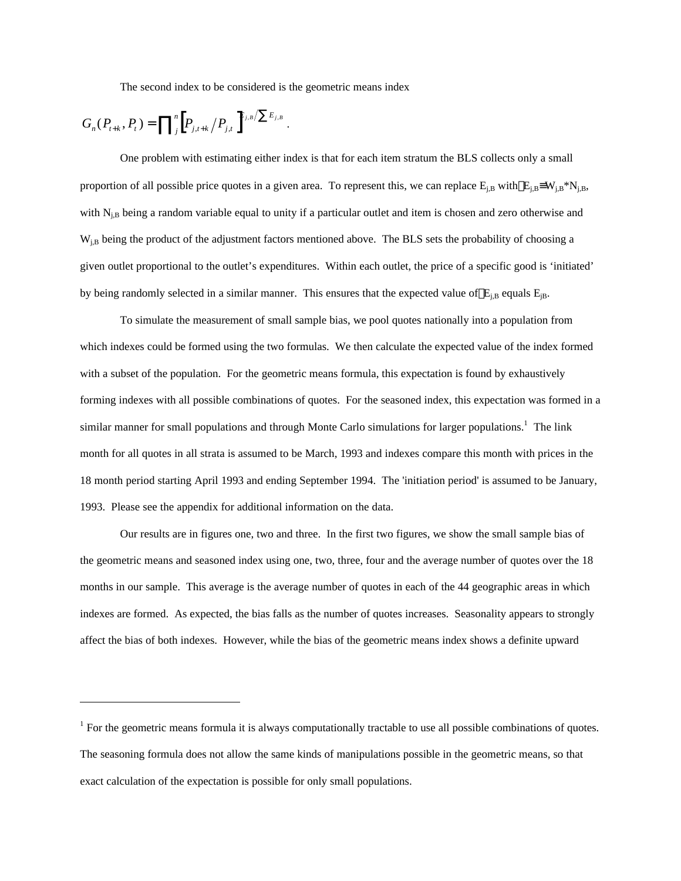The second index to be considered is the geometric means index

$$G_n(P_{t+k}, P_t) = \prod_j^n \left[P_{j,t+k} / P_{j,t}\right]^{E_{j,B}/\sum E_{j,B}} .$$

One problem with estimating either index is that for each item stratum the BLS collects only a small proportion of all possible price quotes in a given area. To represent this, we can replace $E_{j,B}$ with $\hat{E}_{j,B} \equiv W_{j,B} * N_{j,B}$, with $N_{j,B}$ being a random variable equal to unity if a particular outlet and item is chosen and zero otherwise and $W_{j,B}$ being the product of the adjustment factors mentioned above. The BLS sets the probability of choosing a given outlet proportional to the outlet's expenditures. Within each outlet, the price of a specific good is 'initiated' by being randomly selected in a similar manner. This ensures that the expected value of $\hat{E}_{j,B}$ equals $E_{jB}$.

To simulate the measurement of small sample bias, we pool quotes nationally into a population from which indexes could be formed using the two formulas. We then calculate the expected value of the index formed with a subset of the population. For the geometric means formula, this expectation is found by exhaustively forming indexes with all possible combinations of quotes. For the seasoned index, this expectation was formed in a similar manner for small populations and through Monte Carlo simulations for larger populations.[1] The link month for all quotes in all strata is assumed to be March, 1993 and indexes compare this month with prices in the 18 month period starting April 1993 and ending September 1994. The 'initiation period' is assumed to be January, 1993. Please see the appendix for additional information on the data.

Our results are in figures one, two and three. In the first two figures, we show the small sample bias of the geometric means and seasoned index using one, two, three, four and the average number of quotes over the 18 months in our sample. This average is the average number of quotes in each of the 44 geographic areas in which indexes are formed. As expected, the bias falls as the number of quotes increases. Seasonality appears to strongly affect the bias of both indexes. However, while the bias of the geometric means index shows a definite upward

---

[1] For the geometric means formula it is always computationally tractable to use all possible combinations of quotes. The seasoning formula does not allow the same kinds of manipulations possible in the geometric means, so that exact calculation of the expectation is possible for only small populations.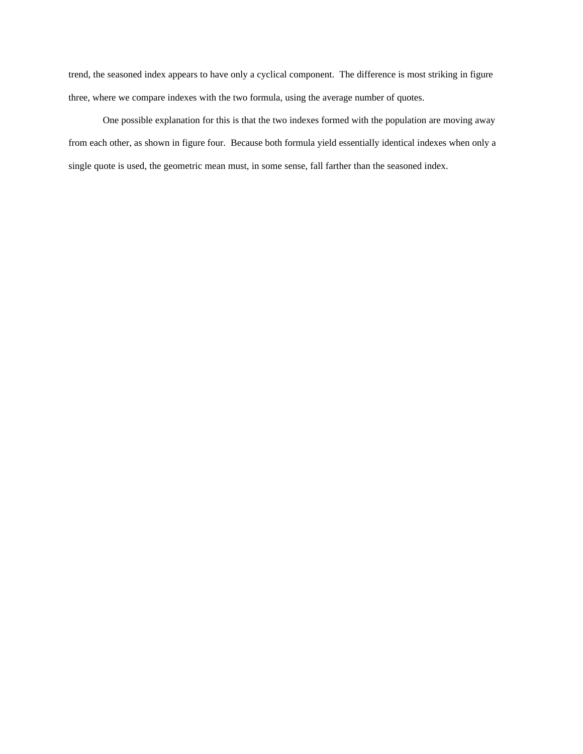trend, the seasoned index appears to have only a cyclical component. The difference is most striking in figure three, where we compare indexes with the two formula, using the average number of quotes.

One possible explanation for this is that the two indexes formed with the population are moving away from each other, as shown in figure four. Because both formula yield essentially identical indexes when only a single quote is used, the geometric mean must, in some sense, fall farther than the seasoned index.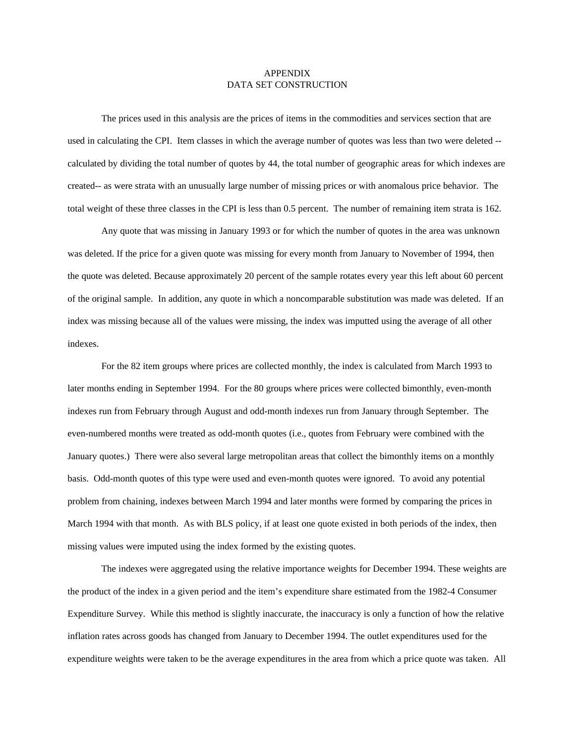# APPENDIX
# DATA SET CONSTRUCTION

The prices used in this analysis are the prices of items in the commodities and services section that are used in calculating the CPI. Item classes in which the average number of quotes was less than two were deleted -- calculated by dividing the total number of quotes by 44, the total number of geographic areas for which indexes are created-- as were strata with an unusually large number of missing prices or with anomalous price behavior. The total weight of these three classes in the CPI is less than 0.5 percent. The number of remaining item strata is 162.

Any quote that was missing in January 1993 or for which the number of quotes in the area was unknown was deleted. If the price for a given quote was missing for every month from January to November of 1994, then the quote was deleted. Because approximately 20 percent of the sample rotates every year this left about 60 percent of the original sample. In addition, any quote in which a noncomparable substitution was made was deleted. If an index was missing because all of the values were missing, the index was imputted using the average of all other indexes.

For the 82 item groups where prices are collected monthly, the index is calculated from March 1993 to later months ending in September 1994. For the 80 groups where prices were collected bimonthly, even-month indexes run from February through August and odd-month indexes run from January through September. The even-numbered months were treated as odd-month quotes (i.e., quotes from February were combined with the January quotes.) There were also several large metropolitan areas that collect the bimonthly items on a monthly basis. Odd-month quotes of this type were used and even-month quotes were ignored. To avoid any potential problem from chaining, indexes between March 1994 and later months were formed by comparing the prices in March 1994 with that month. As with BLS policy, if at least one quote existed in both periods of the index, then missing values were imputed using the index formed by the existing quotes.

The indexes were aggregated using the relative importance weights for December 1994. These weights are the product of the index in a given period and the item's expenditure share estimated from the 1982-4 Consumer Expenditure Survey. While this method is slightly inaccurate, the inaccuracy is only a function of how the relative inflation rates across goods has changed from January to December 1994. The outlet expenditures used for the expenditure weights were taken to be the average expenditures in the area from which a price quote was taken. All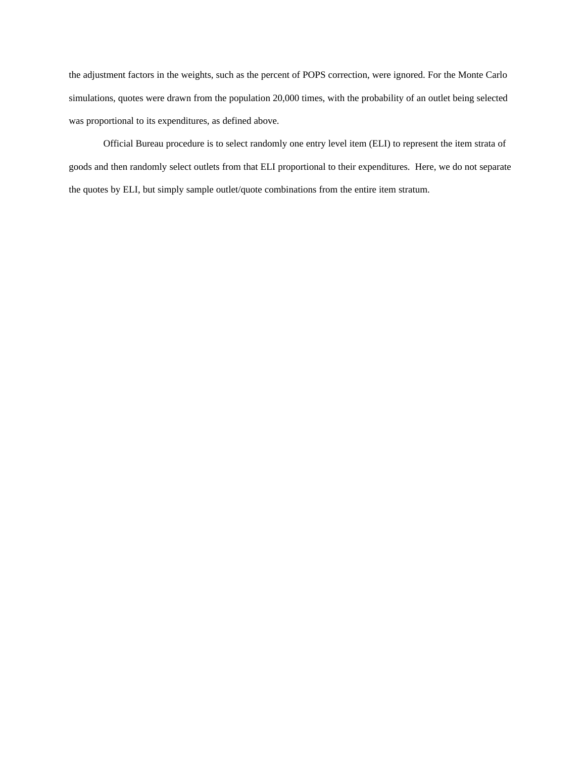the adjustment factors in the weights, such as the percent of POPS correction, were ignored. For the Monte Carlo simulations, quotes were drawn from the population 20,000 times, with the probability of an outlet being selected was proportional to its expenditures, as defined above.

Official Bureau procedure is to select randomly one entry level item (ELI) to represent the item strata of goods and then randomly select outlets from that ELI proportional to their expenditures. Here, we do not separate the quotes by ELI, but simply sample outlet/quote combinations from the entire item stratum.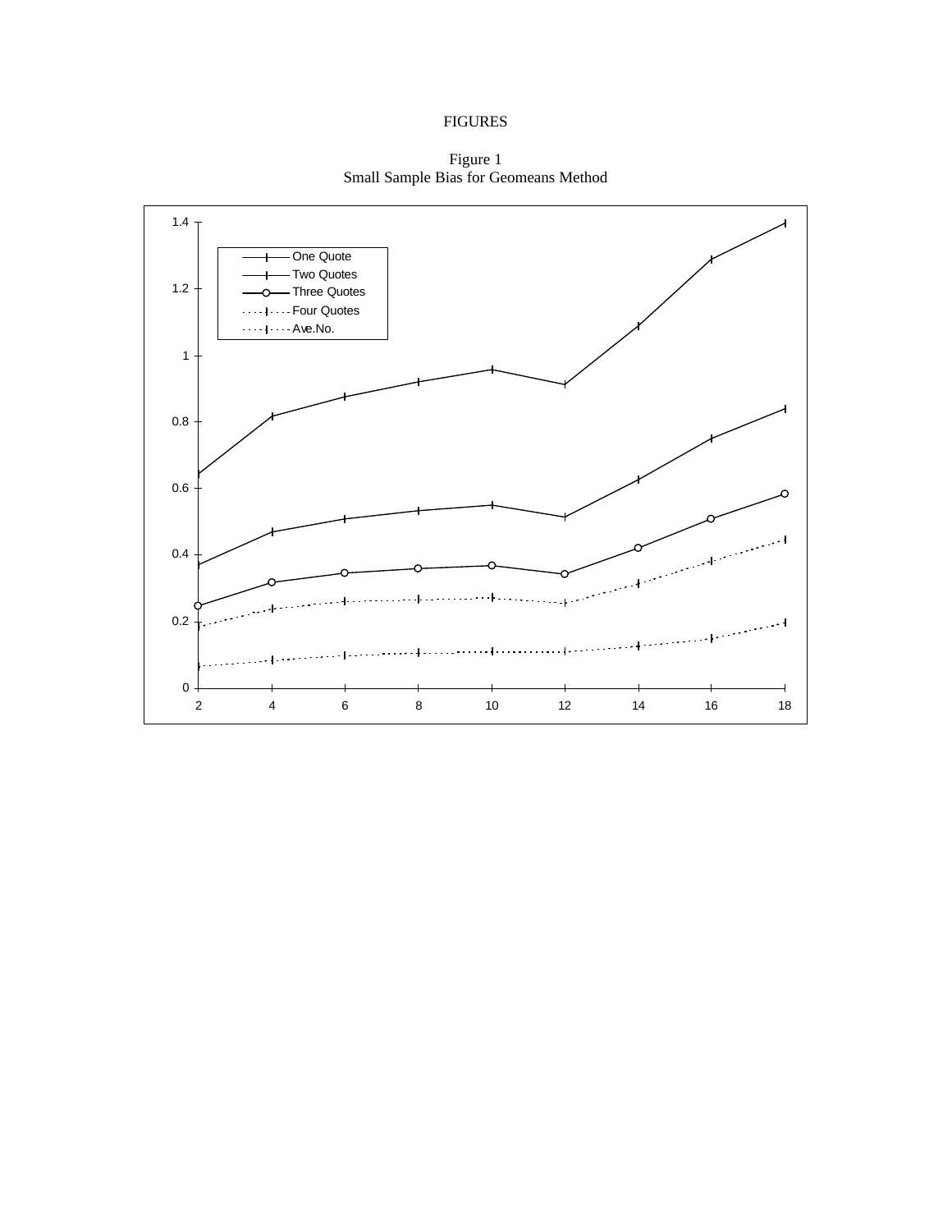# FIGURES

Figure 1
Small Sample Bias for Geomeans Method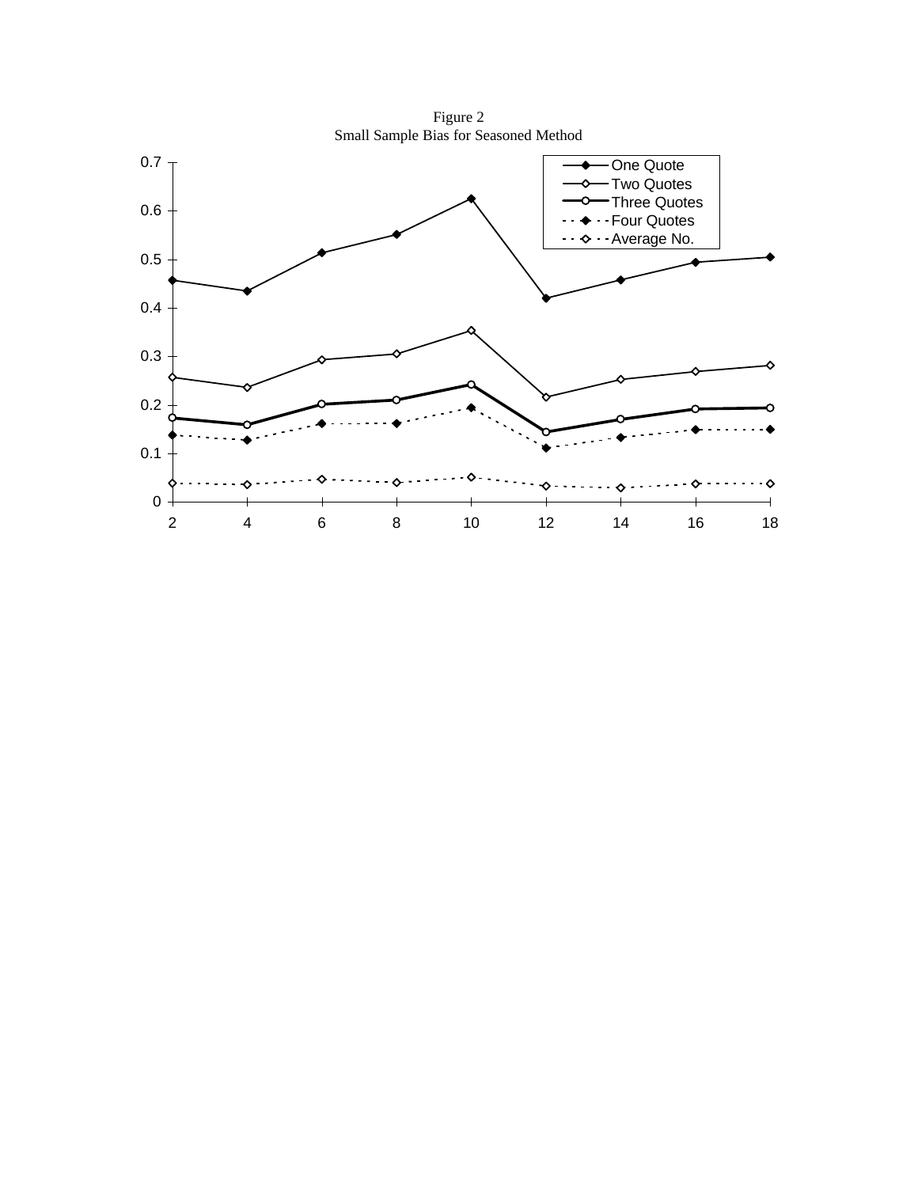Figure 2
Small Sample Bias for Seasoned Method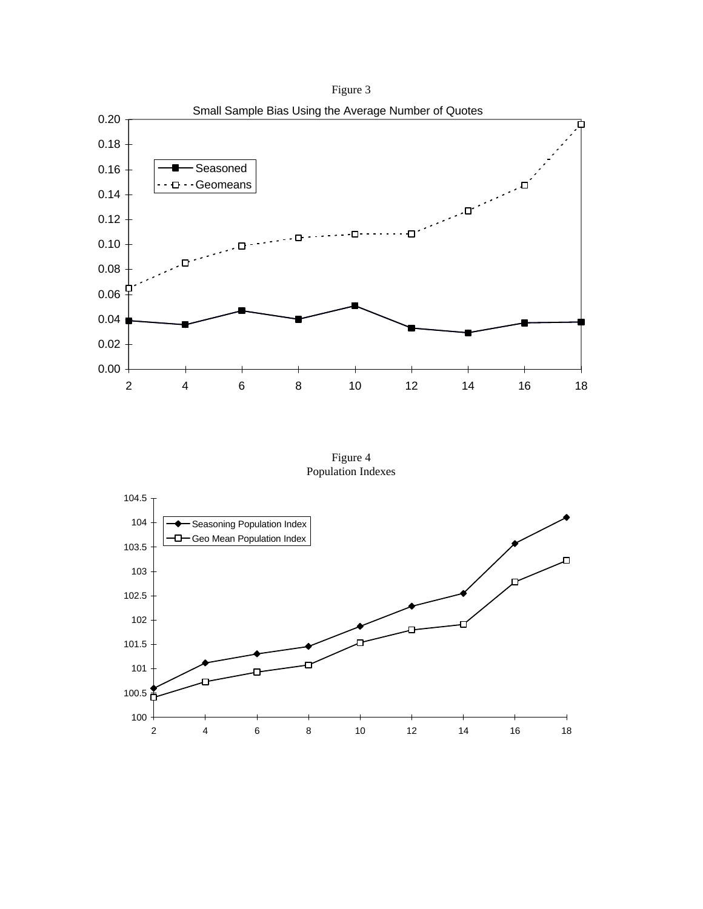Figure 3

Small Sample Bias Using the Average Number of Quotes

0.20
0.18
0.16
0.14
0.12
0.10
0.08
0.06
0.04
0.02
0.00

2 4 6 8 10 12 14 16 18

Seasoned
Geomeans

Figure 4
Population Indexes

104.5
104
103.5
103
102.5
102
101.5
101
100.5
100

2 4 6 8 10 12 14 16 18

Seasoning Population Index
Geo Mean Population Index